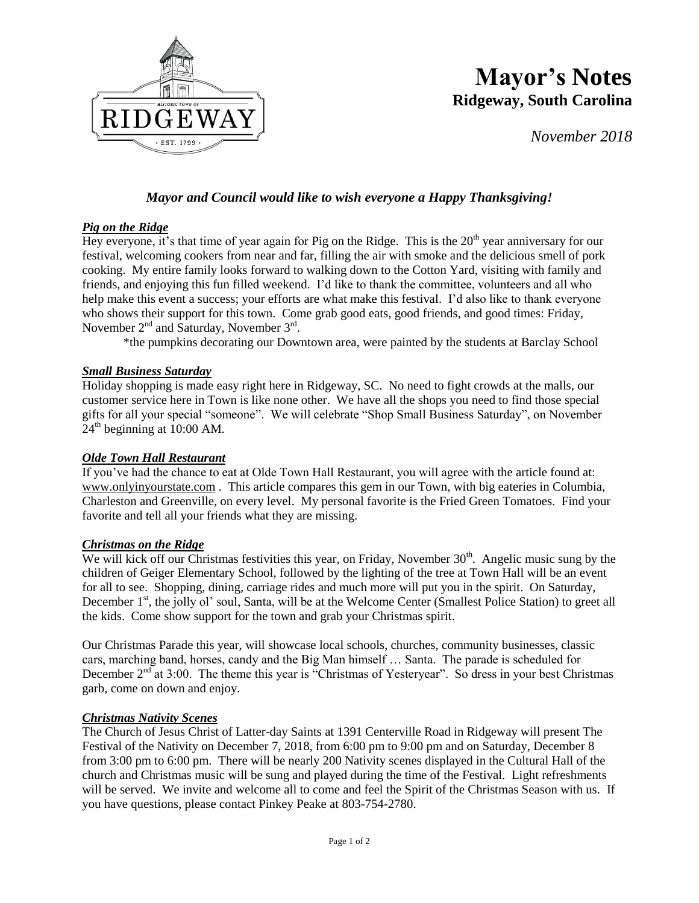# Mayor's Notes

## Ridgeway, South Carolina

*November 2018*

***Mayor and Council would like to wish everyone a Happy Thanksgiving!***

***Pig on the Ridge***

Hey everyone, it's that time of year again for Pig on the Ridge. This is the 20th year anniversary for our festival, welcoming cookers from near and far, filling the air with smoke and the delicious smell of pork cooking. My entire family looks forward to walking down to the Cotton Yard, visiting with family and friends, and enjoying this fun filled weekend. I'd like to thank the committee, volunteers and all who help make this event a success; your efforts are what make this festival. I'd also like to thank everyone who shows their support for this town. Come grab good eats, good friends, and good times: Friday, November 2nd and Saturday, November 3rd.

*the pumpkins decorating our Downtown area, were painted by the students at Barclay School

***Small Business Saturday***

Holiday shopping is made easy right here in Ridgeway, SC. No need to fight crowds at the malls, our customer service here in Town is like none other. We have all the shops you need to find those special gifts for all your special "someone". We will celebrate "Shop Small Business Saturday", on November 24th beginning at 10:00 AM.

***Olde Town Hall Restaurant***

If you've had the chance to eat at Olde Town Hall Restaurant, you will agree with the article found at: www.onlyinyourstate.com . This article compares this gem in our Town, with big eateries in Columbia, Charleston and Greenville, on every level. My personal favorite is the Fried Green Tomatoes. Find your favorite and tell all your friends what they are missing.

***Christmas on the Ridge***

We will kick off our Christmas festivities this year, on Friday, November 30th. Angelic music sung by the children of Geiger Elementary School, followed by the lighting of the tree at Town Hall will be an event for all to see. Shopping, dining, carriage rides and much more will put you in the spirit. On Saturday, December 1st, the jolly ol' soul, Santa, will be at the Welcome Center (Smallest Police Station) to greet all the kids. Come show support for the town and grab your Christmas spirit.

Our Christmas Parade this year, will showcase local schools, churches, community businesses, classic cars, marching band, horses, candy and the Big Man himself … Santa. The parade is scheduled for December 2nd at 3:00. The theme this year is "Christmas of Yesteryear". So dress in your best Christmas garb, come on down and enjoy.

***Christmas Nativity Scenes***

The Church of Jesus Christ of Latter-day Saints at 1391 Centerville Road in Ridgeway will present The Festival of the Nativity on December 7, 2018, from 6:00 pm to 9:00 pm and on Saturday, December 8 from 3:00 pm to 6:00 pm. There will be nearly 200 Nativity scenes displayed in the Cultural Hall of the church and Christmas music will be sung and played during the time of the Festival. Light refreshments will be served. We invite and welcome all to come and feel the Spirit of the Christmas Season with us. If you have questions, please contact Pinkey Peake at 803-754-2780.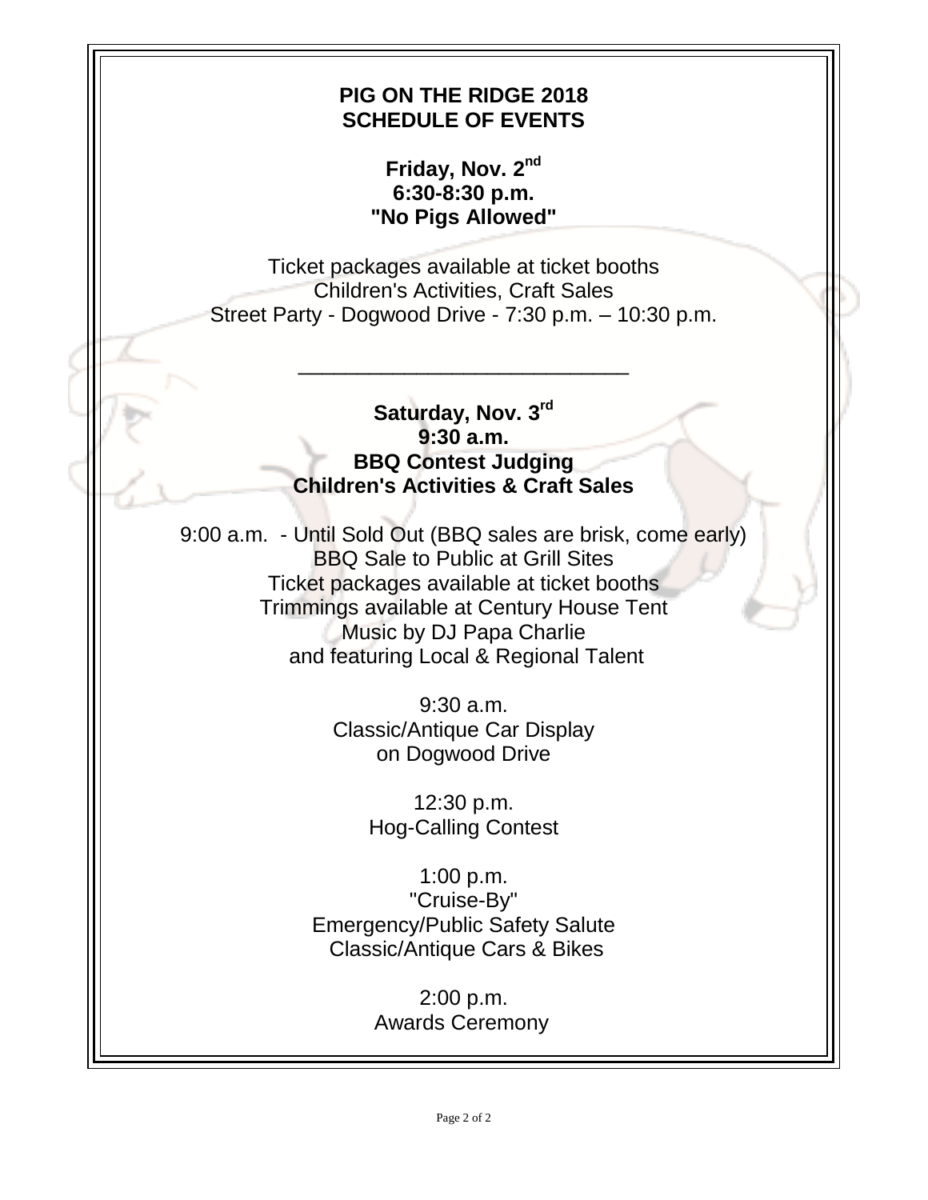# PIG ON THE RIDGE 2018
# SCHEDULE OF EVENTS

## Friday, Nov. 2nd
**6:30-8:30 p.m.**
**"No Pigs Allowed"**

Ticket packages available at ticket booths
Children's Activities, Craft Sales
Street Party - Dogwood Drive - 7:30 p.m. – 10:30 p.m.

---

## Saturday, Nov. 3rd
**9:30 a.m.**
**BBQ Contest Judging**
**Children's Activities & Craft Sales**

9:00 a.m. - Until Sold Out (BBQ sales are brisk, come early)
BBQ Sale to Public at Grill Sites
Ticket packages available at ticket booths
Trimmings available at Century House Tent
Music by DJ Papa Charlie
and featuring Local & Regional Talent

9:30 a.m.
Classic/Antique Car Display
on Dogwood Drive

12:30 p.m.
Hog-Calling Contest

1:00 p.m.
"Cruise-By"
Emergency/Public Safety Salute
Classic/Antique Cars & Bikes

2:00 p.m.
Awards Ceremony